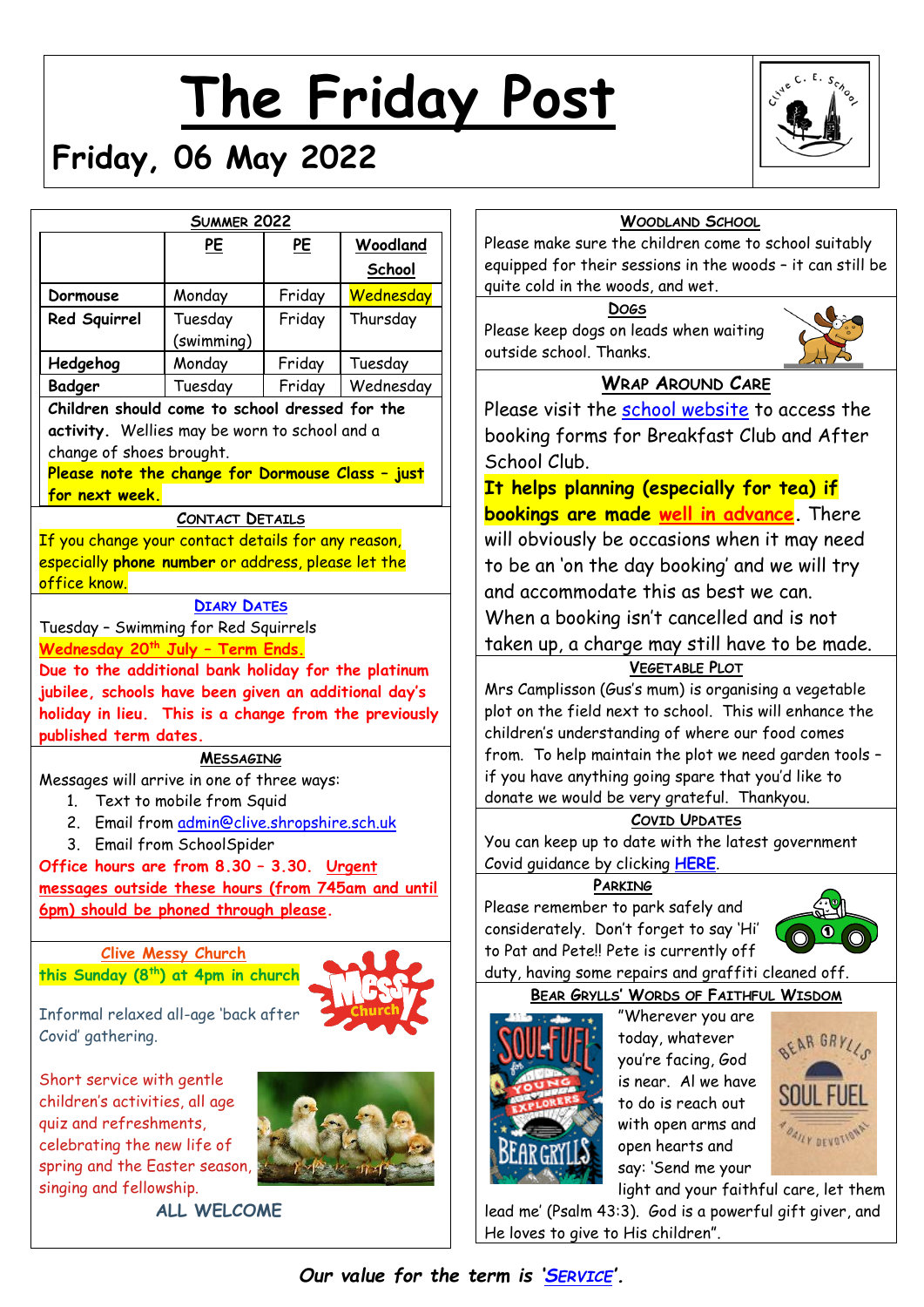# The Friday Post

## Friday, 06 May 2022

### Summer 2022

| | PE | PE | Woodland School |
|---|---|---|---|
| **Dormouse** | Monday | Friday | Wednesday |
| **Red Squirrel** | Tuesday (swimming) | Friday | Thursday |
| **Hedgehog** | Monday | Friday | Tuesday |
| **Badger** | Tuesday | Friday | Wednesday |

**Children should come to school dressed for the activity.** Wellies may be worn to school and a change of shoes brought.

**Please note the change for Dormouse Class – just for next week.**

### Contact Details

If you change your contact details for any reason, especially **phone number** or address, please let the office know.

### Diary Dates

Tuesday – Swimming for Red Squirrels

**Wednesday 20th July – Term Ends.**

**Due to the additional bank holiday for the platinum jubilee, schools have been given an additional day's holiday in lieu. This is a change from the previously published term dates.**

### Messaging

Messages will arrive in one of three ways:

1. Text to mobile from Squid
2. Email from admin@clive.shropshire.sch.uk
3. Email from SchoolSpider

**Office hours are from 8.30 – 3.30. Urgent messages outside these hours (from 745am and until 6pm) should be phoned through please.**

### Clive Messy Church

**this Sunday (8th) at 4pm in church**

Informal relaxed all-age 'back after Covid' gathering.

Short service with gentle children's activities, all age quiz and refreshments, celebrating the new life of spring and the Easter season, singing and fellowship.

**ALL WELCOME**

### Woodland School

Please make sure the children come to school suitably equipped for their sessions in the woods – it can still be quite cold in the woods, and wet.

### Dogs

Please keep dogs on leads when waiting outside school. Thanks.

### Wrap Around Care

Please visit the school website to access the booking forms for Breakfast Club and After School Club.

**It helps planning (especially for tea) if bookings are made well in advance.** There will obviously be occasions when it may need to be an 'on the day booking' and we will try and accommodate this as best we can.

When a booking isn't cancelled and is not taken up, a charge may still have to be made.

### Vegetable Plot

Mrs Camplisson (Gus's mum) is organising a vegetable plot on the field next to school. This will enhance the children's understanding of where our food comes from. To help maintain the plot we need garden tools – if you have anything going spare that you'd like to donate we would be very grateful. Thankyou.

### Covid Updates

You can keep up to date with the latest government Covid guidance by clicking HERE.

### Parking

Please remember to park safely and considerately. Don't forget to say 'Hi' to Pat and Pete!! Pete is currently off duty, having some repairs and graffiti cleaned off.

### Bear Grylls' Words of Faithful Wisdom

"Wherever you are today, whatever you're facing, God is near. Al we have to do is reach out with open arms and open hearts and say: 'Send me your light and your faithful care, let them lead me' (Psalm 43:3). God is a powerful gift giver, and He loves to give to His children".

***Our value for the term is 'Service'.***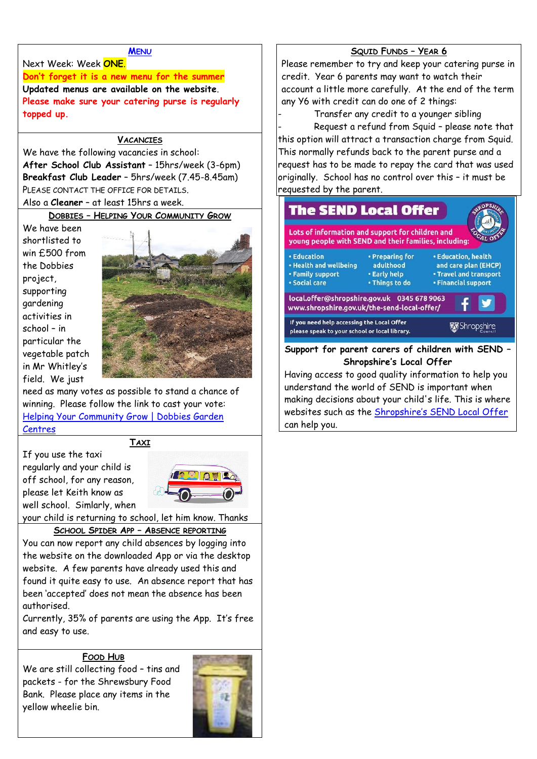## Menu

Next Week: Week **ONE**.

**Don't forget it is a new menu for the summer**

**Updated menus are available on the website.**

**Please make sure your catering purse is regularly topped up.**

## Vacancies

We have the following vacancies in school:

**After School Club Assistant** – 15hrs/week (3-6pm)

**Breakfast Club Leader** – 5hrs/week (7.45-8.45am)

PLEASE CONTACT THE OFFICE FOR DETAILS.

Also a **Cleaner** – at least 15hrs a week.

## Dobbies – Helping Your Community Grow

We have been shortlisted to win £500 from the Dobbies project, supporting gardening activities in school – in particular the vegetable patch in Mr Whitley's field. We just need as many votes as possible to stand a chance of winning. Please follow the link to cast your vote: [Helping Your Community Grow | Dobbies Garden Centres]

## Taxi

If you use the taxi regularly and your child is off school, for any reason, please let Keith know as well school. Simlarly, when your child is returning to school, let him know. Thanks

## School Spider App – Absence Reporting

You can now report any child absences by logging into the website on the downloaded App or via the desktop website. A few parents have already used this and found it quite easy to use. An absence report that has been 'accepted' does not mean the absence has been authorised.

Currently, 35% of parents are using the App. It's free and easy to use.

## Food Hub

We are still collecting food – tins and packets - for the Shrewsbury Food Bank. Please place any items in the yellow wheelie bin.

## Squid Funds – Year 6

Please remember to try and keep your catering purse in credit. Year 6 parents may want to watch their account a little more carefully. At the end of the term any Y6 with credit can do one of 2 things:

- Transfer any credit to a younger sibling
- Request a refund from Squid – please note that this option will attract a transaction charge from Squid. This normally refunds back to the parent purse and a request has to be made to repay the card that was used originally. School has no control over this – it must be requested by the parent.

## The SEND Local Offer

Lots of information and support for children and young people with SEND and their families, including:

- Education
- Health and wellbeing
- Family support
- Social care
- Preparing for adulthood
- Early help
- Things to do
- Education, health and care plan (EHCP)
- Travel and transport
- Financial support

local.offer@shropshire.gov.uk 0345 678 9063
www.shropshire.gov.uk/the-send-local-offer/

If you need help accessing the Local Offer please speak to your school or local library.

**Support for parent carers of children with SEND – Shropshire's Local Offer**

Having access to good quality information to help you understand the world of SEND is important when making decisions about your child's life. This is where websites such as the [Shropshire's SEND Local Offer] can help you.